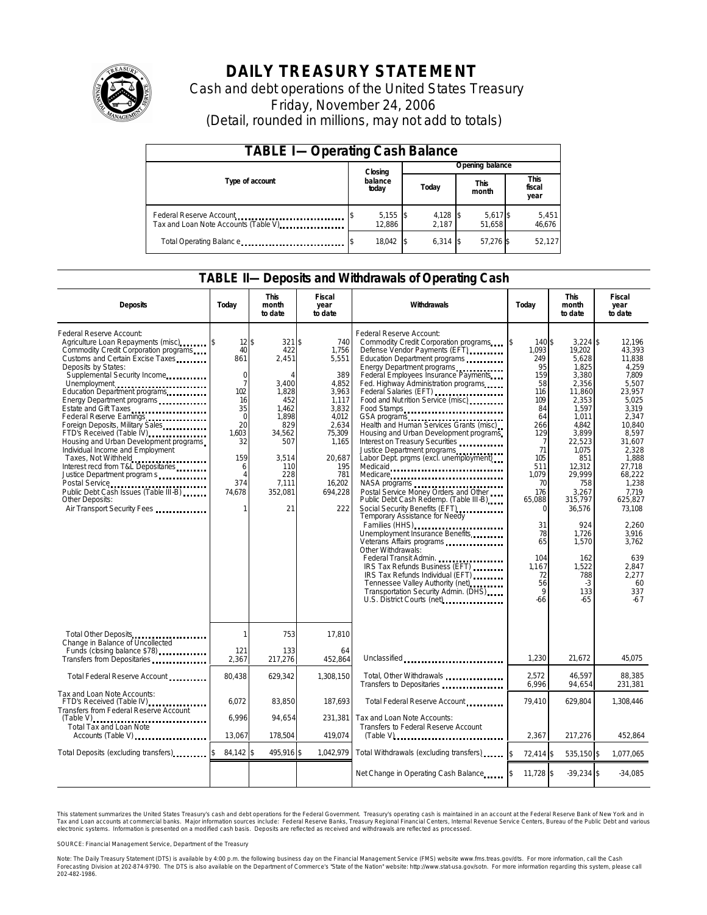# DAILY TREASURY STATEMENT

Cash and debt operations of the United States Treasury

Friday, November 24, 2006

(Detail, rounded in millions, may not add to totals)

## TABLE I— Operating Cash Balance

| Type of account | Closing balance today | Opening balance Today | Opening balance This month | Opening balance This fiscal year |
|---|---|---|---|---|
| Federal Reserve Account | $ 5,155 | $ 4,128 | $ 5,617 | $ 5,451 |
| Tax and Loan Note Accounts (Table V) | 12,886 | 2,187 | 51,658 | 46,676 |
| Total Operating Balance | $ 18,042 | $ 6,314 | $ 57,276 | $ 52,127 |

## TABLE II— Deposits and Withdrawals of Operating Cash

| Deposits | Today | This month to date | Fiscal year to date |
|---|---|---|---|
| Federal Reserve Account: | | | |
| Agriculture Loan Repayments (misc) | $ 12 | $ 321 | $ 740 |
| Commodity Credit Corporation programs | 40 | 422 | 1,756 |
| Customs and Certain Excise Taxes | 861 | 2,451 | 5,551 |
| Deposits by States: | | | |
| Supplemental Security Income | 0 | 4 | 389 |
| Unemployment | 7 | 3,400 | 4,852 |
| Education Department programs | 102 | 1,828 | 3,963 |
| Energy Department programs | 16 | 452 | 1,117 |
| Estate and Gift Taxes | 35 | 1,462 | 3,832 |
| Federal Reserve Earnings | 0 | 1,898 | 4,012 |
| Foreign Deposits, Military Sales | 20 | 829 | 2,634 |
| FTD's Received (Table IV) | 1,603 | 34,562 | 75,309 |
| Housing and Urban Development programs | 32 | 507 | 1,165 |
| Individual Income and Employment Taxes, Not Withheld | 159 | 3,514 | 20,687 |
| Interest recd from T&L Depositaries | 6 | 110 | 195 |
| Justice Department programs | 4 | 228 | 781 |
| Postal Service | 374 | 7,111 | 16,202 |
| Public Debt Cash Issues (Table III-B) | 74,678 | 352,081 | 694,228 |
| Other Deposits: | | | |
| Air Transport Security Fees | 1 | 21 | 222 |
| Total Other Deposits | 1 | 753 | 17,810 |
| Change in Balance of Uncollected Funds (closing balance $78) | 121 | 133 | 64 |
| Transfers from Depositaries | 2,367 | 217,276 | 452,864 |
| Total Federal Reserve Account | 80,438 | 629,342 | 1,308,150 |
| Tax and Loan Note Accounts: | | | |
| FTD's Received (Table IV) | 6,072 | 83,850 | 187,693 |
| Transfers from Federal Reserve Account (Table V) | 6,996 | 94,654 | 231,381 |
| Total Tax and Loan Note Accounts (Table V) | 13,067 | 178,504 | 419,074 |
| Total Deposits (excluding transfers) | $ 84,142 | $ 495,916 | $ 1,042,979 |

| Withdrawals | Today | This month to date | Fiscal year to date |
|---|---|---|---|
| Federal Reserve Account: | | | |
| Commodity Credit Corporation programs | $ 140 | $ 3,224 | $ 12,196 |
| Defense Vendor Payments (EFT) | 1,093 | 19,202 | 43,393 |
| Education Department programs | 249 | 5,628 | 11,838 |
| Energy Department programs | 95 | 1,825 | 4,259 |
| Federal Employees Insurance Payments | 159 | 3,380 | 7,809 |
| Fed. Highway Administration programs | 58 | 2,356 | 5,507 |
| Federal Salaries (EFT) | 116 | 11,860 | 23,957 |
| Food and Nutrition Service (misc) | 109 | 2,353 | 5,025 |
| Food Stamps | 84 | 1,597 | 3,319 |
| GSA programs | 64 | 1,011 | 2,347 |
| Health and Human Services Grants (misc) | 266 | 4,842 | 10,840 |
| Housing and Urban Development programs | 129 | 3,899 | 8,597 |
| Interest on Treasury Securities | 7 | 22,523 | 31,607 |
| Justice Department programs | 71 | 1,075 | 2,328 |
| Labor Dept. prgms (excl. unemployment) | 105 | 851 | 1,888 |
| Medicaid | 511 | 12,312 | 27,718 |
| Medicare | 1,079 | 29,999 | 68,222 |
| NASA programs | 70 | 758 | 1,238 |
| Postal Service Money Orders and Other | 176 | 3,267 | 7,719 |
| Public Debt Cash Redemp. (Table III-B) | 65,088 | 315,797 | 625,827 |
| Social Security Benefits (EFT) | 0 | 36,576 | 73,108 |
| Temporary Assistance for Needy Families (HHS) | 31 | 924 | 2,260 |
| Unemployment Insurance Benefits | 78 | 1,726 | 3,916 |
| Veterans Affairs programs | 65 | 1,570 | 3,762 |
| Other Withdrawals: | | | |
| Federal Transit Admin. | 104 | 162 | 639 |
| IRS Tax Refunds Business (EFT) | 1,167 | 1,522 | 2,847 |
| IRS Tax Refunds Individual (EFT) | 72 | 788 | 2,277 |
| Tennessee Valley Authority (net) | 56 | -3 | 60 |
| Transportation Security Admin. (DHS) | 9 | 133 | 337 |
| U.S. District Courts (net) | -66 | -65 | -67 |
| Unclassified | 1,230 | 21,672 | 45,075 |
| Total, Other Withdrawals | 2,572 | 46,597 | 88,385 |
| Transfers to Depositaries | 6,996 | 94,654 | 231,381 |
| Total Federal Reserve Account | 79,410 | 629,804 | 1,308,446 |
| Tax and Loan Note Accounts: | | | |
| Transfers to Federal Reserve Account (Table V) | 2,367 | 217,276 | 452,864 |
| Total Withdrawals (excluding transfers) | $ 72,414 | $ 535,150 | $ 1,077,065 |
| Net Change in Operating Cash Balance | $ 11,728 | $ -39,234 | $ -34,085 |

This statement summarizes the United States Treasury's cash and debt operations for the Federal Government. Treasury's operating cash is maintained in an account at the Federal Reserve Bank of New York and in Tax and Loan accounts at commercial banks. Major information sources include: Federal Reserve Banks, Treasury Regional Financial Centers, Internal Revenue Service Centers, Bureau of the Public Debt and various electronic systems. Information is presented on a modified cash basis. Deposits are reflected as received and withdrawals are reflected as processed.

SOURCE: Financial Management Service, Department of the Treasury

Note: The Daily Treasury Statement (DTS) is available by 4:00 p.m. the following business day on the Financial Management Service (FMS) website www.fms.treas.gov/dts. For more information, call the Cash Forecasting Division at 202-874-9790. The DTS is also available on the Department of Commerce's "State of the Nation" website: http://www.stat-usa.gov/sotn. For more information regarding this system, please call 202-482-1986.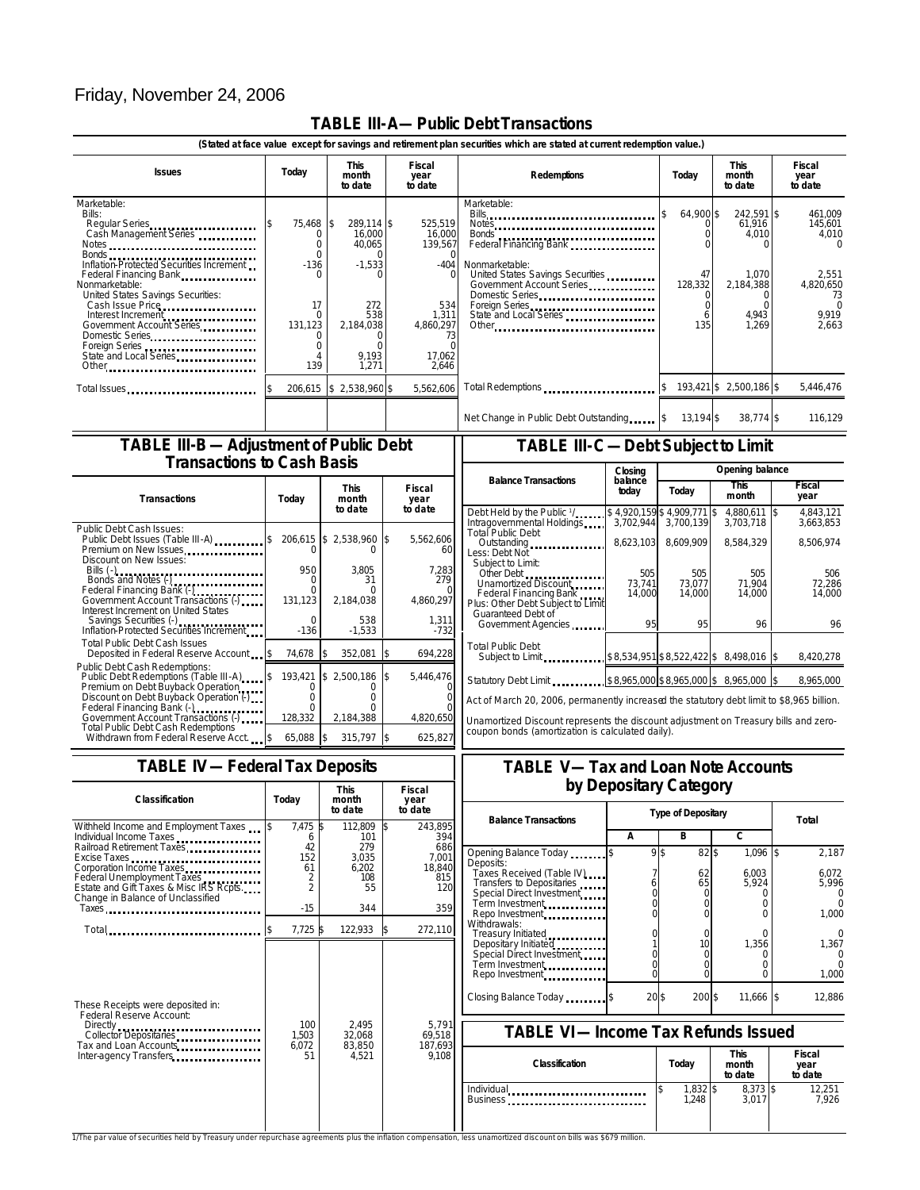Friday, November 24, 2006

## TABLE III-A — Public Debt Transactions

(Stated at face value except for savings and retirement plan securities which are stated at current redemption value.)

| Issues | Today | This month to date | Fiscal year to date |
|---|---|---|---|
| Marketable: | | | |
| Bills: | | | |
| Regular Series | $ 75,468 | $ 289,114 | $ 525,519 |
| Cash Management Series | 0 | 16,000 | 16,000 |
| Notes | 0 | 40,065 | 139,567 |
| Bonds | 0 | 0 | 0 |
| Inflation-Protected Securities Increment | -136 | -1,533 | -404 |
| Federal Financing Bank | 0 | 0 | 0 |
| Nonmarketable: | | | |
| United States Savings Securities: | | | |
| Cash Issue Price | 17 | 272 | 534 |
| Interest Increment | 0 | 538 | 1,311 |
| Government Account Series | 131,123 | 2,184,038 | 4,860,297 |
| Domestic Series | 0 | 0 | 73 |
| Foreign Series | 0 | 0 | 0 |
| State and Local Series | 4 | 9,193 | 17,062 |
| Other | 139 | 1,271 | 2,646 |
| Total Issues | $ 206,615 | $ 2,538,960 | $ 5,562,606 |

| Redemptions | Today | This month to date | Fiscal year to date |
|---|---|---|---|
| Marketable: | | | |
| Bills | $ 64,900 | $ 242,591 | $ 461,009 |
| Notes | 0 | 61,916 | 145,601 |
| Bonds | 0 | 4,010 | 4,010 |
| Federal Financing Bank | 0 | 0 | 0 |
| Nonmarketable: | | | |
| United States Savings Securities | 47 | 1,070 | 2,551 |
| Government Account Series | 128,332 | 2,184,388 | 4,820,650 |
| Domestic Series | 0 | 0 | 73 |
| Foreign Series | 0 | 0 | 0 |
| State and Local Series | 6 | 4,943 | 9,919 |
| Other | 135 | 1,269 | 2,663 |
| Total Redemptions | $ 193,421 | $ 2,500,186 | $ 5,446,476 |
| Net Change in Public Debt Outstanding | $ 13,194 | $ 38,774 | $ 116,129 |

## TABLE III-B — Adjustment of Public Debt Transactions to Cash Basis

| Transactions | Today | This month to date | Fiscal year to date |
|---|---|---|---|
| Public Debt Cash Issues: | | | |
| Public Debt Issues (Table III-A) | $ 206,615 | $ 2,538,960 | $ 5,562,606 |
| Premium on New Issues | 0 | 0 | 60 |
| Discount on New Issues: | | | |
| Bills (-) | 950 | 3,805 | 7,283 |
| Bonds and Notes (-) | 0 | 31 | 279 |
| Federal Financing Bank (-) | 0 | 0 | 0 |
| Government Account Transactions (-) | 131,123 | 2,184,038 | 4,860,297 |
| Interest Increment on United States Savings Securities (-) | 0 | 538 | 1,311 |
| Inflation-Protected Securities Increment | -136 | -1,533 | -732 |
| Total Public Debt Cash Issues Deposited in Federal Reserve Account | $ 74,678 | $ 352,081 | $ 694,228 |
| Public Debt Cash Redemptions: | | | |
| Public Debt Redemptions (Table III-A) | $ 193,421 | $ 2,500,186 | $ 5,446,476 |
| Premium on Debt Buyback Operation | 0 | 0 | 0 |
| Discount on Debt Buyback Operation (-) | 0 | 0 | 0 |
| Federal Financing Bank (-) | 0 | 0 | 0 |
| Government Account Transactions (-) | 128,332 | 2,184,388 | 4,820,650 |
| Total Public Debt Cash Redemptions Withdrawn from Federal Reserve Acct. | $ 65,088 | $ 315,797 | $ 625,827 |

## TABLE III-C — Debt Subject to Limit

| Balance Transactions | Closing balance today | Opening balance Today | This month | Fiscal year |
|---|---|---|---|---|
| Debt Held by the Public [1] | $ 4,920,159 | $ 4,909,771 | $ 4,880,611 | $ 4,843,121 |
| Intragovernmental Holdings | 3,702,944 | 3,700,139 | 3,703,718 | 3,663,853 |
| Total Public Debt Outstanding | 8,623,103 | 8,609,909 | 8,584,329 | 8,506,974 |
| Less: Debt Not Subject to Limit: | | | | |
| Other Debt | 505 | 505 | 505 | 506 |
| Unamortized Discount | 73,741 | 73,077 | 71,904 | 72,286 |
| Federal Financing Bank | 14,000 | 14,000 | 14,000 | 14,000 |
| Plus: Other Debt Subject to Limit Guaranteed Debt of Government Agencies | 95 | 95 | 96 | 96 |
| Total Public Debt Subject to Limit | $ 8,534,951 | $ 8,522,422 | $ 8,498,016 | $ 8,420,278 |
| Statutory Debt Limit | $ 8,965,000 | $ 8,965,000 | $ 8,965,000 | $ 8,965,000 |

Act of March 20, 2006, permanently increased the statutory debt limit to $8,965 billion.

Unamortized Discount represents the discount adjustment on Treasury bills and zero-coupon bonds (amortization is calculated daily).

## TABLE IV — Federal Tax Deposits

| Classification | Today | This month to date | Fiscal year to date |
|---|---|---|---|
| Withheld Income and Employment Taxes | $ 7,475 | $ 112,809 | $ 243,895 |
| Individual Income Taxes | 6 | 101 | 394 |
| Railroad Retirement Taxes | 42 | 279 | 686 |
| Excise Taxes | 152 | 3,035 | 7,001 |
| Corporation Income Taxes | 61 | 6,202 | 18,840 |
| Federal Unemployment Taxes | 2 | 108 | 815 |
| Estate and Gift Taxes & Misc IRS Rcpts. | 2 | 55 | 120 |
| Change in Balance of Unclassified Taxes | -15 | 344 | 359 |
| Total | $ 7,725 | $ 122,933 | $ 272,110 |
| These Receipts were deposited in: | | | |
| Federal Reserve Account: | | | |
| Directly | 100 | 2,495 | 5,791 |
| Collector Depositaries | 1,503 | 32,068 | 69,518 |
| Tax and Loan Accounts | 6,072 | 83,850 | 187,693 |
| Inter-agency Transfers | 51 | 4,521 | 9,108 |

## TABLE V — Tax and Loan Note Accounts by Depositary Category

| Balance Transactions | Type of Depositary A | B | C | Total |
|---|---|---|---|---|
| Opening Balance Today | $ 9 | $ 82 | $ 1,096 | $ 2,187 |
| Deposits: | | | | |
| Taxes Received (Table IV) | 7 | 62 | 6,003 | 6,072 |
| Transfers to Depositaries | 6 | 65 | 5,924 | 5,996 |
| Special Direct Investment | 0 | 0 | 0 | 0 |
| Term Investment | 0 | 0 | 0 | 0 |
| Repo Investment | 0 | 0 | 0 | 1,000 |
| Withdrawals: | | | | |
| Treasury Initiated | 0 | 0 | 0 | 0 |
| Depositary Initiated | 1 | 10 | 1,356 | 1,367 |
| Special Direct Investment | 0 | 0 | 0 | 0 |
| Term Investment | 0 | 0 | 0 | 0 |
| Repo Investment | 0 | 0 | 0 | 1,000 |
| Closing Balance Today | $ 20 | $ 200 | $ 11,666 | $ 12,886 |

## TABLE VI — Income Tax Refunds Issued

| Classification | Today | This month to date | Fiscal year to date |
|---|---|---|---|
| Individual | $ 1,832 | $ 8,373 | $ 12,251 |
| Business | 1,248 | 3,017 | 7,926 |

1/The par value of securities held by Treasury under repurchase agreements plus the inflation compensation, less unamortized discount on bills was $679 million.